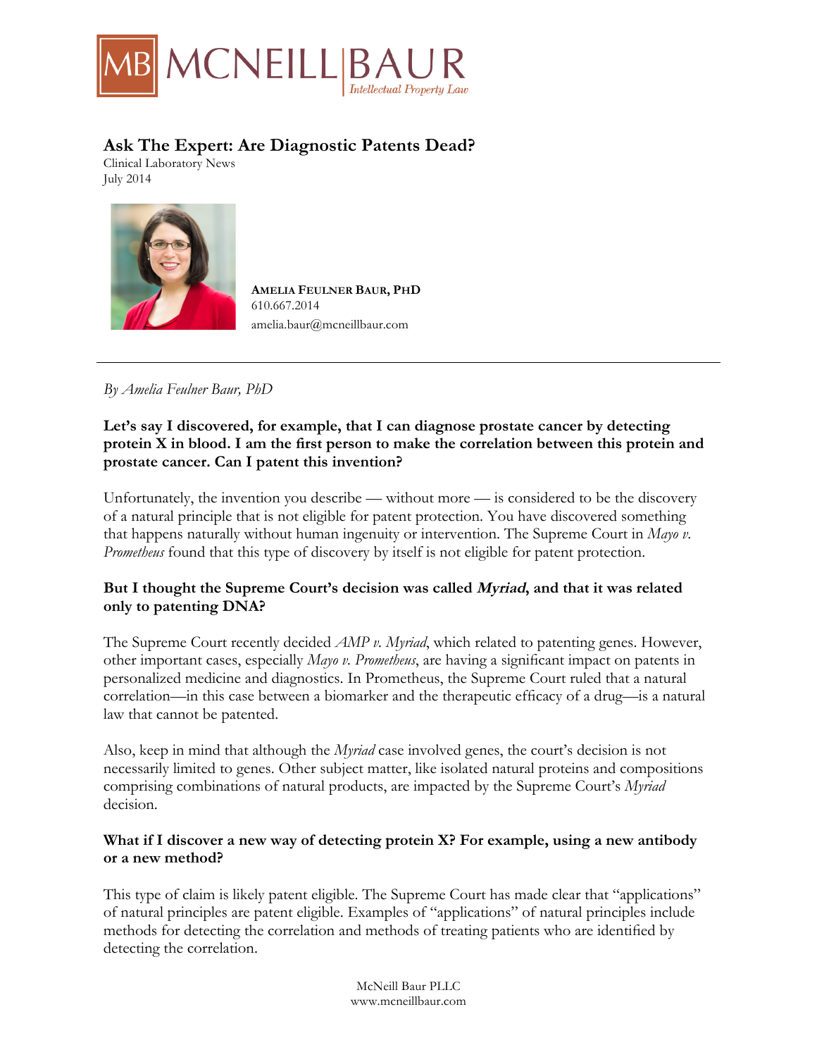MB MCNEILL | BAUR
Intellectual Property Law

# Ask The Expert: Are Diagnostic Patents Dead?

Clinical Laboratory News
July 2014

**AMELIA FEULNER BAUR, PHD**
610.667.2014
amelia.baur@mcneillbaur.com

---

*By Amelia Feulner Baur, PhD*

**Let's say I discovered, for example, that I can diagnose prostate cancer by detecting protein X in blood. I am the first person to make the correlation between this protein and prostate cancer. Can I patent this invention?**

Unfortunately, the invention you describe — without more — is considered to be the discovery of a natural principle that is not eligible for patent protection. You have discovered something that happens naturally without human ingenuity or intervention. The Supreme Court in *Mayo v. Prometheus* found that this type of discovery by itself is not eligible for patent protection.

**But I thought the Supreme Court's decision was called *Myriad*, and that it was related only to patenting DNA?**

The Supreme Court recently decided *AMP v. Myriad*, which related to patenting genes. However, other important cases, especially *Mayo v. Prometheus*, are having a significant impact on patents in personalized medicine and diagnostics. In Prometheus, the Supreme Court ruled that a natural correlation—in this case between a biomarker and the therapeutic efficacy of a drug—is a natural law that cannot be patented.

Also, keep in mind that although the *Myriad* case involved genes, the court's decision is not necessarily limited to genes. Other subject matter, like isolated natural proteins and compositions comprising combinations of natural products, are impacted by the Supreme Court's *Myriad* decision.

**What if I discover a new way of detecting protein X? For example, using a new antibody or a new method?**

This type of claim is likely patent eligible. The Supreme Court has made clear that "applications" of natural principles are patent eligible. Examples of "applications" of natural principles include methods for detecting the correlation and methods of treating patients who are identified by detecting the correlation.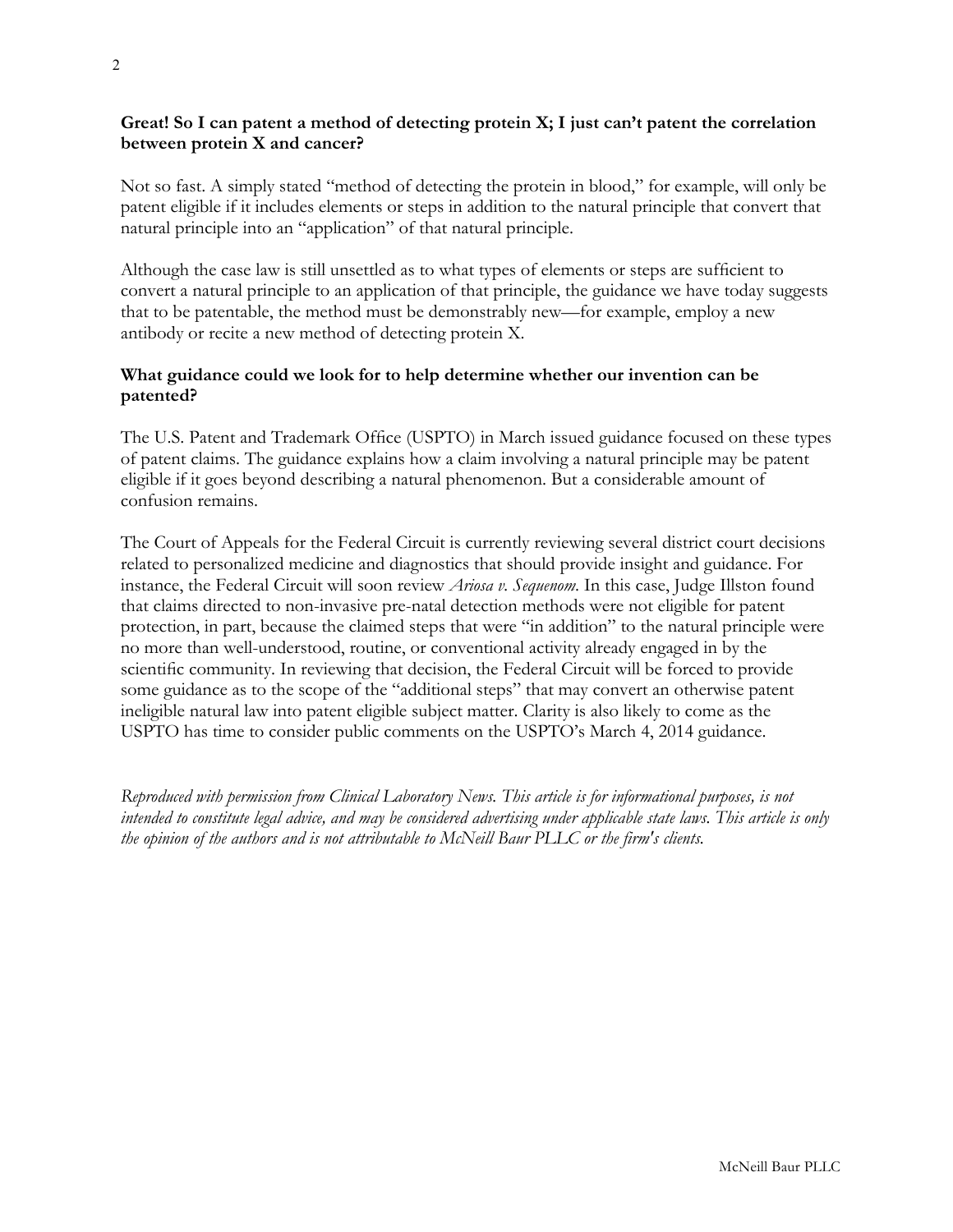**Great! So I can patent a method of detecting protein X; I just can't patent the correlation between protein X and cancer?**

Not so fast. A simply stated "method of detecting the protein in blood," for example, will only be patent eligible if it includes elements or steps in addition to the natural principle that convert that natural principle into an "application" of that natural principle.

Although the case law is still unsettled as to what types of elements or steps are sufficient to convert a natural principle to an application of that principle, the guidance we have today suggests that to be patentable, the method must be demonstrably new—for example, employ a new antibody or recite a new method of detecting protein X.

**What guidance could we look for to help determine whether our invention can be patented?**

The U.S. Patent and Trademark Office (USPTO) in March issued guidance focused on these types of patent claims. The guidance explains how a claim involving a natural principle may be patent eligible if it goes beyond describing a natural phenomenon. But a considerable amount of confusion remains.

The Court of Appeals for the Federal Circuit is currently reviewing several district court decisions related to personalized medicine and diagnostics that should provide insight and guidance. For instance, the Federal Circuit will soon review *Ariosa v. Sequenom*. In this case, Judge Illston found that claims directed to non-invasive pre-natal detection methods were not eligible for patent protection, in part, because the claimed steps that were "in addition" to the natural principle were no more than well-understood, routine, or conventional activity already engaged in by the scientific community. In reviewing that decision, the Federal Circuit will be forced to provide some guidance as to the scope of the "additional steps" that may convert an otherwise patent ineligible natural law into patent eligible subject matter. Clarity is also likely to come as the USPTO has time to consider public comments on the USPTO's March 4, 2014 guidance.

*Reproduced with permission from Clinical Laboratory News. This article is for informational purposes, is not intended to constitute legal advice, and may be considered advertising under applicable state laws. This article is only the opinion of the authors and is not attributable to McNeill Baur PLLC or the firm's clients.*